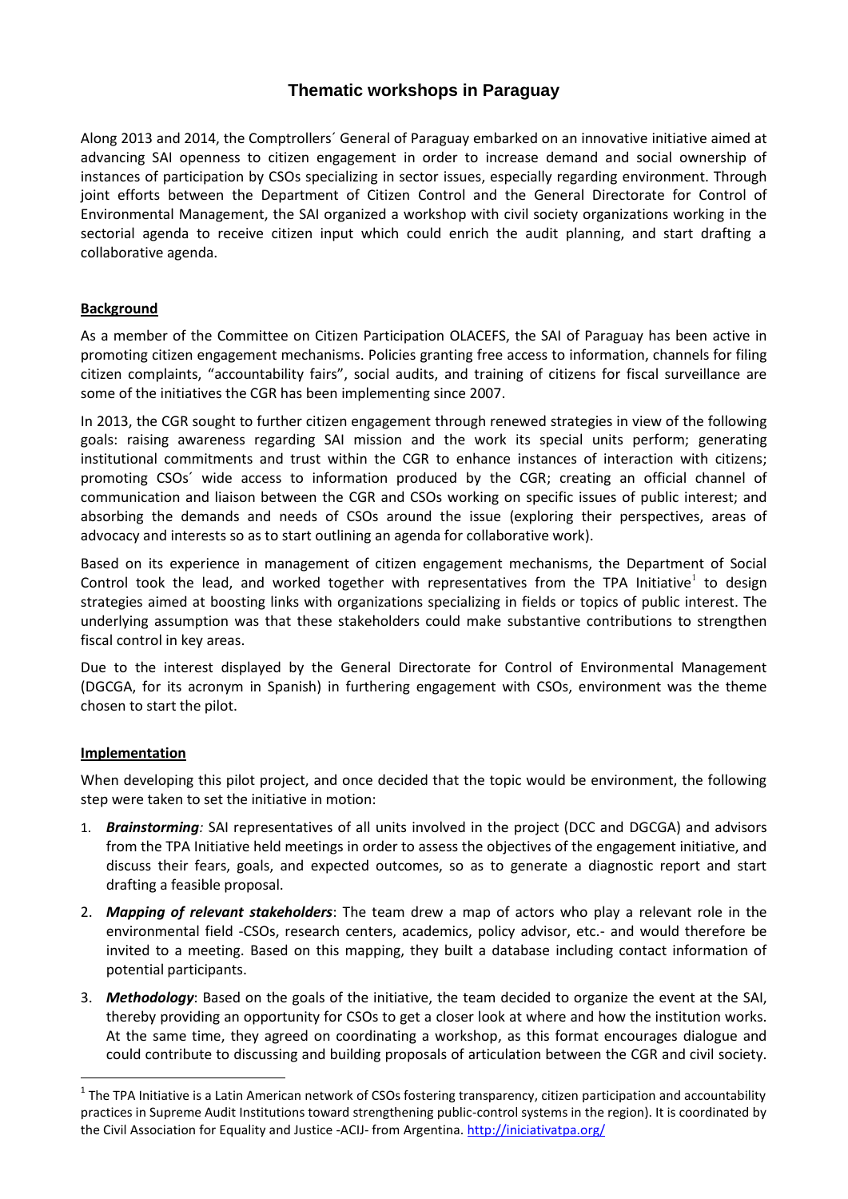# Thematic workshops in Paraguay

Along 2013 and 2014, the Comptrollers´ General of Paraguay embarked on an innovative initiative aimed at advancing SAI openness to citizen engagement in order to increase demand and social ownership of instances of participation by CSOs specializing in sector issues, especially regarding environment. Through joint efforts between the Department of Citizen Control and the General Directorate for Control of Environmental Management, the SAI organized a workshop with civil society organizations working in the sectorial agenda to receive citizen input which could enrich the audit planning, and start drafting a collaborative agenda.

**Background**

As a member of the Committee on Citizen Participation OLACEFS, the SAI of Paraguay has been active in promoting citizen engagement mechanisms. Policies granting free access to information, channels for filing citizen complaints, "accountability fairs", social audits, and training of citizens for fiscal surveillance are some of the initiatives the CGR has been implementing since 2007.

In 2013, the CGR sought to further citizen engagement through renewed strategies in view of the following goals: raising awareness regarding SAI mission and the work its special units perform; generating institutional commitments and trust within the CGR to enhance instances of interaction with citizens; promoting CSOs´ wide access to information produced by the CGR; creating an official channel of communication and liaison between the CGR and CSOs working on specific issues of public interest; and absorbing the demands and needs of CSOs around the issue (exploring their perspectives, areas of advocacy and interests so as to start outlining an agenda for collaborative work).

Based on its experience in management of citizen engagement mechanisms, the Department of Social Control took the lead, and worked together with representatives from the TPA Initiative[1] to design strategies aimed at boosting links with organizations specializing in fields or topics of public interest. The underlying assumption was that these stakeholders could make substantive contributions to strengthen fiscal control in key areas.

Due to the interest displayed by the General Directorate for Control of Environmental Management (DGCGA, for its acronym in Spanish) in furthering engagement with CSOs, environment was the theme chosen to start the pilot.

**Implementation**

When developing this pilot project, and once decided that the topic would be environment, the following step were taken to set the initiative in motion:

1. ***Brainstorming****:* SAI representatives of all units involved in the project (DCC and DGCGA) and advisors from the TPA Initiative held meetings in order to assess the objectives of the engagement initiative, and discuss their fears, goals, and expected outcomes, so as to generate a diagnostic report and start drafting a feasible proposal.
2. ***Mapping of relevant stakeholders***: The team drew a map of actors who play a relevant role in the environmental field -CSOs, research centers, academics, policy advisor, etc.- and would therefore be invited to a meeting. Based on this mapping, they built a database including contact information of potential participants.
3. ***Methodology***: Based on the goals of the initiative, the team decided to organize the event at the SAI, thereby providing an opportunity for CSOs to get a closer look at where and how the institution works. At the same time, they agreed on coordinating a workshop, as this format encourages dialogue and could contribute to discussing and building proposals of articulation between the CGR and civil society.

[1] The TPA Initiative is a Latin American network of CSOs fostering transparency, citizen participation and accountability practices in Supreme Audit Institutions toward strengthening public-control systems in the region). It is coordinated by the Civil Association for Equality and Justice -ACIJ- from Argentina. http://iniciativatpa.org/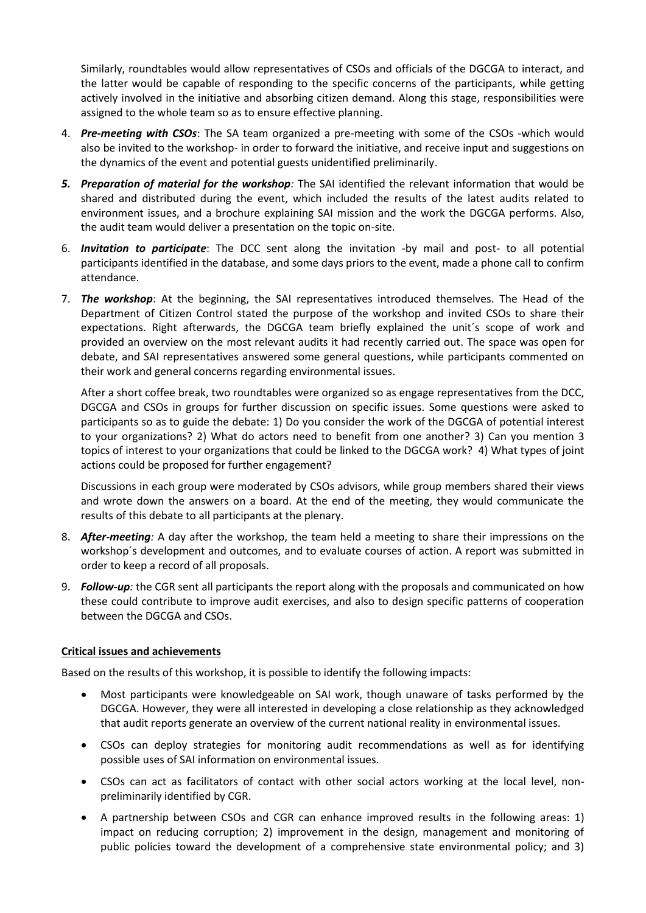Similarly, roundtables would allow representatives of CSOs and officials of the DGCGA to interact, and the latter would be capable of responding to the specific concerns of the participants, while getting actively involved in the initiative and absorbing citizen demand. Along this stage, responsibilities were assigned to the whole team so as to ensure effective planning.

4. ***Pre-meeting with CSOs***: The SA team organized a pre-meeting with some of the CSOs -which would also be invited to the workshop- in order to forward the initiative, and receive input and suggestions on the dynamics of the event and potential guests unidentified preliminarily.

5. ***Preparation of material for the workshop:*** The SAI identified the relevant information that would be shared and distributed during the event, which included the results of the latest audits related to environment issues, and a brochure explaining SAI mission and the work the DGCGA performs. Also, the audit team would deliver a presentation on the topic on-site.

6. ***Invitation to participate***: The DCC sent along the invitation -by mail and post- to all potential participants identified in the database, and some days priors to the event, made a phone call to confirm attendance.

7. ***The workshop***: At the beginning, the SAI representatives introduced themselves. The Head of the Department of Citizen Control stated the purpose of the workshop and invited CSOs to share their expectations. Right afterwards, the DGCGA team briefly explained the unit´s scope of work and provided an overview on the most relevant audits it had recently carried out. The space was open for debate, and SAI representatives answered some general questions, while participants commented on their work and general concerns regarding environmental issues.

   After a short coffee break, two roundtables were organized so as engage representatives from the DCC, DGCGA and CSOs in groups for further discussion on specific issues. Some questions were asked to participants so as to guide the debate: 1) Do you consider the work of the DGCGA of potential interest to your organizations? 2) What do actors need to benefit from one another? 3) Can you mention 3 topics of interest to your organizations that could be linked to the DGCGA work? 4) What types of joint actions could be proposed for further engagement?

   Discussions in each group were moderated by CSOs advisors, while group members shared their views and wrote down the answers on a board. At the end of the meeting, they would communicate the results of this debate to all participants at the plenary.

8. ***After-meeting:*** A day after the workshop, the team held a meeting to share their impressions on the workshop´s development and outcomes, and to evaluate courses of action. A report was submitted in order to keep a record of all proposals.

9. ***Follow-up:*** the CGR sent all participants the report along with the proposals and communicated on how these could contribute to improve audit exercises, and also to design specific patterns of cooperation between the DGCGA and CSOs.

**Critical issues and achievements**

Based on the results of this workshop, it is possible to identify the following impacts:

- Most participants were knowledgeable on SAI work, though unaware of tasks performed by the DGCGA. However, they were all interested in developing a close relationship as they acknowledged that audit reports generate an overview of the current national reality in environmental issues.
- CSOs can deploy strategies for monitoring audit recommendations as well as for identifying possible uses of SAI information on environmental issues.
- CSOs can act as facilitators of contact with other social actors working at the local level, non-preliminarily identified by CGR.
- A partnership between CSOs and CGR can enhance improved results in the following areas: 1) impact on reducing corruption; 2) improvement in the design, management and monitoring of public policies toward the development of a comprehensive state environmental policy; and 3)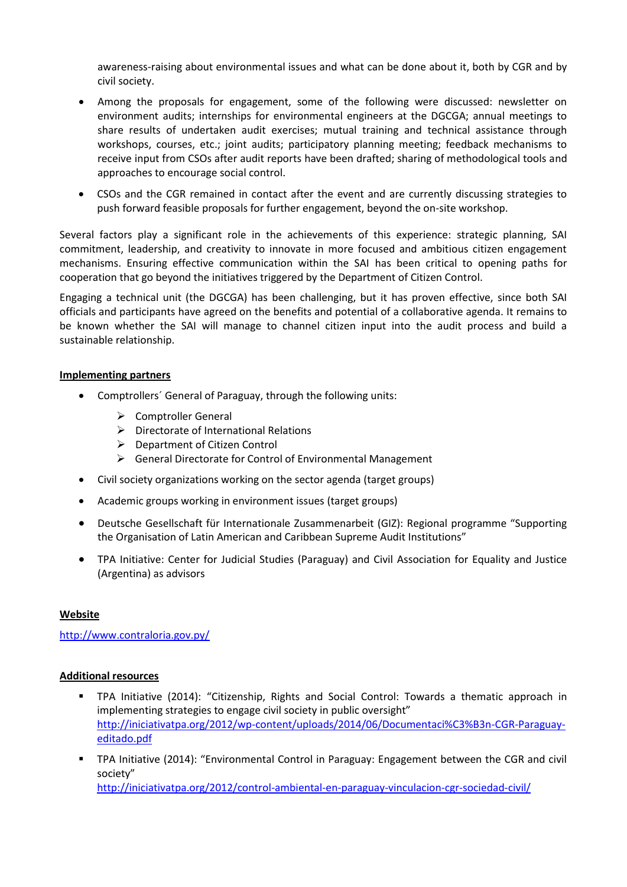awareness-raising about environmental issues and what can be done about it, both by CGR and by civil society.

- Among the proposals for engagement, some of the following were discussed: newsletter on environment audits; internships for environmental engineers at the DGCGA; annual meetings to share results of undertaken audit exercises; mutual training and technical assistance through workshops, courses, etc.; joint audits; participatory planning meeting; feedback mechanisms to receive input from CSOs after audit reports have been drafted; sharing of methodological tools and approaches to encourage social control.
- CSOs and the CGR remained in contact after the event and are currently discussing strategies to push forward feasible proposals for further engagement, beyond the on-site workshop.

Several factors play a significant role in the achievements of this experience: strategic planning, SAI commitment, leadership, and creativity to innovate in more focused and ambitious citizen engagement mechanisms. Ensuring effective communication within the SAI has been critical to opening paths for cooperation that go beyond the initiatives triggered by the Department of Citizen Control.

Engaging a technical unit (the DGCGA) has been challenging, but it has proven effective, since both SAI officials and participants have agreed on the benefits and potential of a collaborative agenda. It remains to be known whether the SAI will manage to channel citizen input into the audit process and build a sustainable relationship.

**Implementing partners**

- Comptrollers´ General of Paraguay, through the following units:
  - Comptroller General
  - Directorate of International Relations
  - Department of Citizen Control
  - General Directorate for Control of Environmental Management
- Civil society organizations working on the sector agenda (target groups)
- Academic groups working in environment issues (target groups)
- Deutsche Gesellschaft für Internationale Zusammenarbeit (GIZ): Regional programme "Supporting the Organisation of Latin American and Caribbean Supreme Audit Institutions"
- TPA Initiative: Center for Judicial Studies (Paraguay) and Civil Association for Equality and Justice (Argentina) as advisors

**Website**

http://www.contraloria.gov.py/

**Additional resources**

- TPA Initiative (2014): "Citizenship, Rights and Social Control: Towards a thematic approach in implementing strategies to engage civil society in public oversight" http://iniciativatpa.org/2012/wp-content/uploads/2014/06/Documentaci%C3%B3n-CGR-Paraguay-editado.pdf
- TPA Initiative (2014): "Environmental Control in Paraguay: Engagement between the CGR and civil society" http://iniciativatpa.org/2012/control-ambiental-en-paraguay-vinculacion-cgr-sociedad-civil/